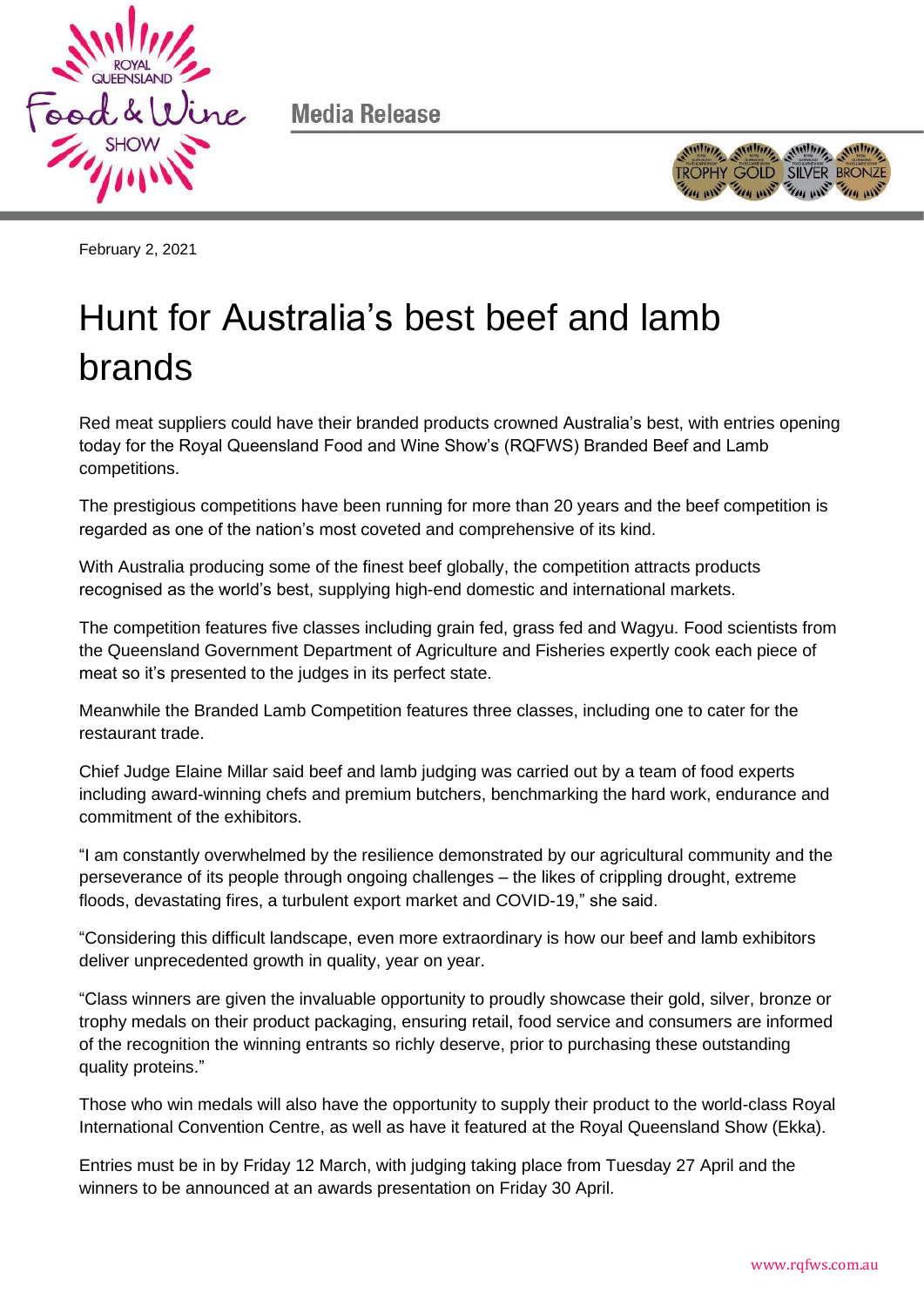Media Release

February 2, 2021

# Hunt for Australia's best beef and lamb brands

Red meat suppliers could have their branded products crowned Australia's best, with entries opening today for the Royal Queensland Food and Wine Show's (RQFWS) Branded Beef and Lamb competitions.

The prestigious competitions have been running for more than 20 years and the beef competition is regarded as one of the nation's most coveted and comprehensive of its kind.

With Australia producing some of the finest beef globally, the competition attracts products recognised as the world's best, supplying high-end domestic and international markets.

The competition features five classes including grain fed, grass fed and Wagyu. Food scientists from the Queensland Government Department of Agriculture and Fisheries expertly cook each piece of meat so it's presented to the judges in its perfect state.

Meanwhile the Branded Lamb Competition features three classes, including one to cater for the restaurant trade.

Chief Judge Elaine Millar said beef and lamb judging was carried out by a team of food experts including award-winning chefs and premium butchers, benchmarking the hard work, endurance and commitment of the exhibitors.

"I am constantly overwhelmed by the resilience demonstrated by our agricultural community and the perseverance of its people through ongoing challenges – the likes of crippling drought, extreme floods, devastating fires, a turbulent export market and COVID-19," she said.

"Considering this difficult landscape, even more extraordinary is how our beef and lamb exhibitors deliver unprecedented growth in quality, year on year.

"Class winners are given the invaluable opportunity to proudly showcase their gold, silver, bronze or trophy medals on their product packaging, ensuring retail, food service and consumers are informed of the recognition the winning entrants so richly deserve, prior to purchasing these outstanding quality proteins."

Those who win medals will also have the opportunity to supply their product to the world-class Royal International Convention Centre, as well as have it featured at the Royal Queensland Show (Ekka).

Entries must be in by Friday 12 March, with judging taking place from Tuesday 27 April and the winners to be announced at an awards presentation on Friday 30 April.

www.rqfws.com.au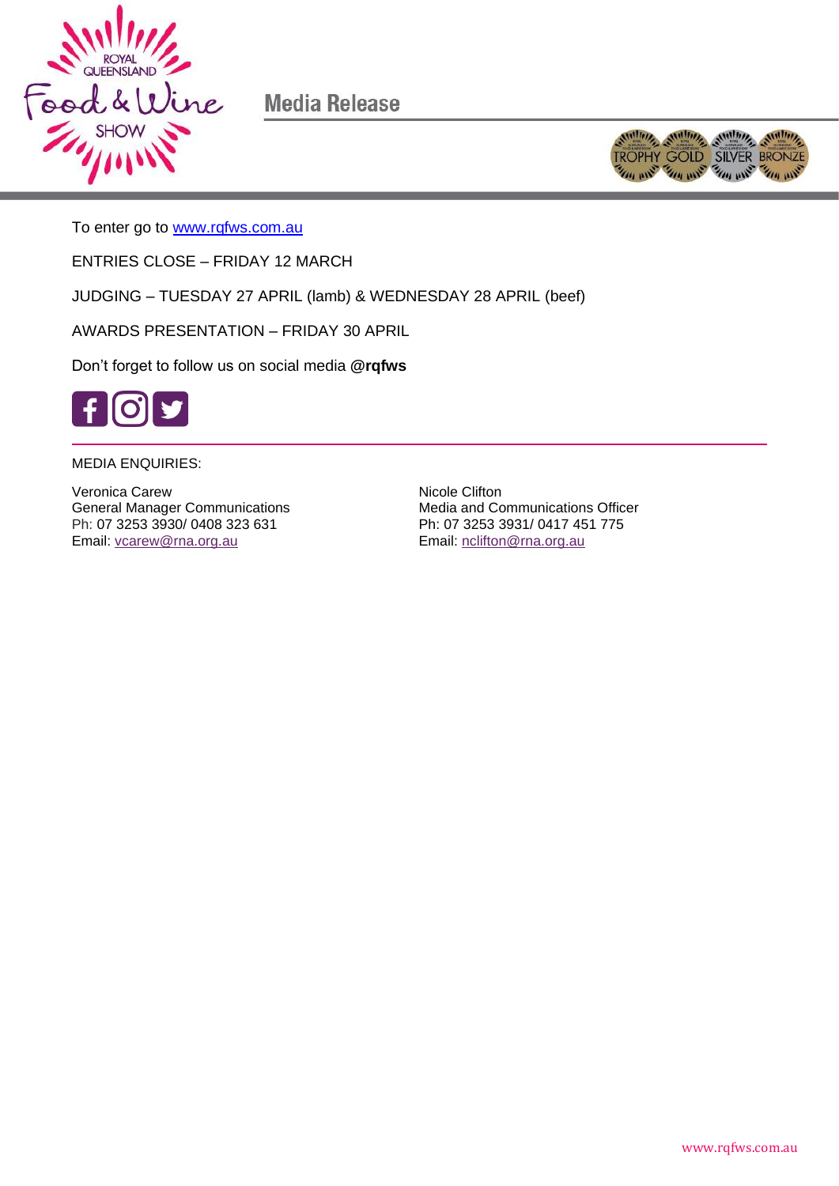To enter go to www.rqfws.com.au

ENTRIES CLOSE – FRIDAY 12 MARCH

JUDGING – TUESDAY 27 APRIL (lamb) & WEDNESDAY 28 APRIL (beef)

AWARDS PRESENTATION – FRIDAY 30 APRIL

Don't forget to follow us on social media **@rqfws**

MEDIA ENQUIRIES:

Veronica Carew
General Manager Communications
Ph: 07 3253 3930/ 0408 323 631
Email: vcarew@rna.org.au

Nicole Clifton
Media and Communications Officer
Ph: 07 3253 3931/ 0417 451 775
Email: nclifton@rna.org.au